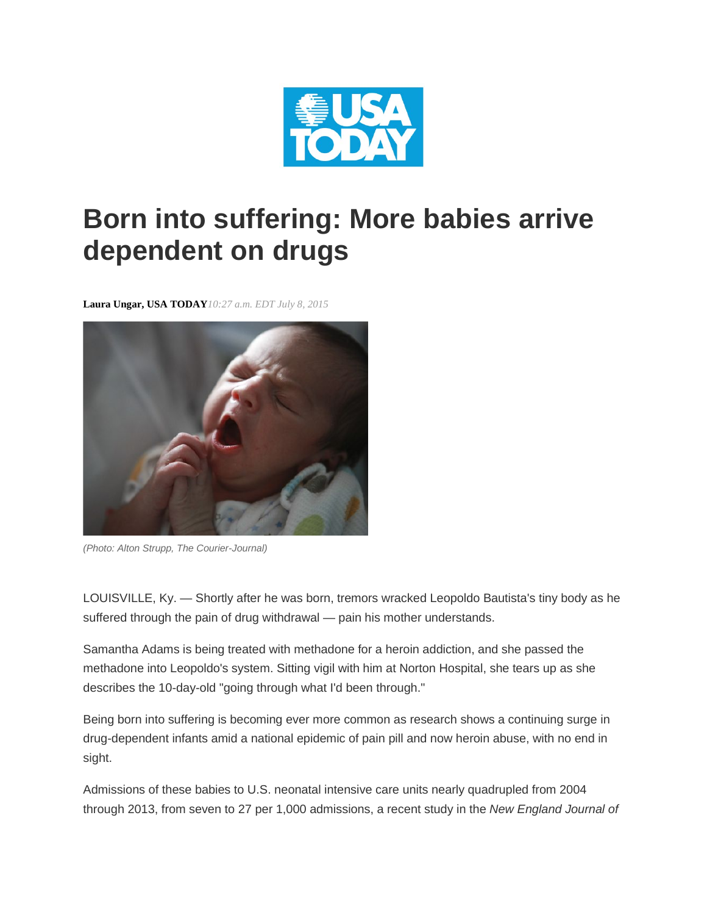# Born into suffering: More babies arrive dependent on drugs

**Laura Ungar, USA TODAY** *10:27 a.m. EDT July 8, 2015*

*(Photo: Alton Strupp, The Courier-Journal)*

LOUISVILLE, Ky. — Shortly after he was born, tremors wracked Leopoldo Bautista's tiny body as he suffered through the pain of drug withdrawal — pain his mother understands.

Samantha Adams is being treated with methadone for a heroin addiction, and she passed the methadone into Leopoldo's system. Sitting vigil with him at Norton Hospital, she tears up as she describes the 10-day-old "going through what I'd been through."

Being born into suffering is becoming ever more common as research shows a continuing surge in drug-dependent infants amid a national epidemic of pain pill and now heroin abuse, with no end in sight.

Admissions of these babies to U.S. neonatal intensive care units nearly quadrupled from 2004 through 2013, from seven to 27 per 1,000 admissions, a recent study in the *New England Journal of*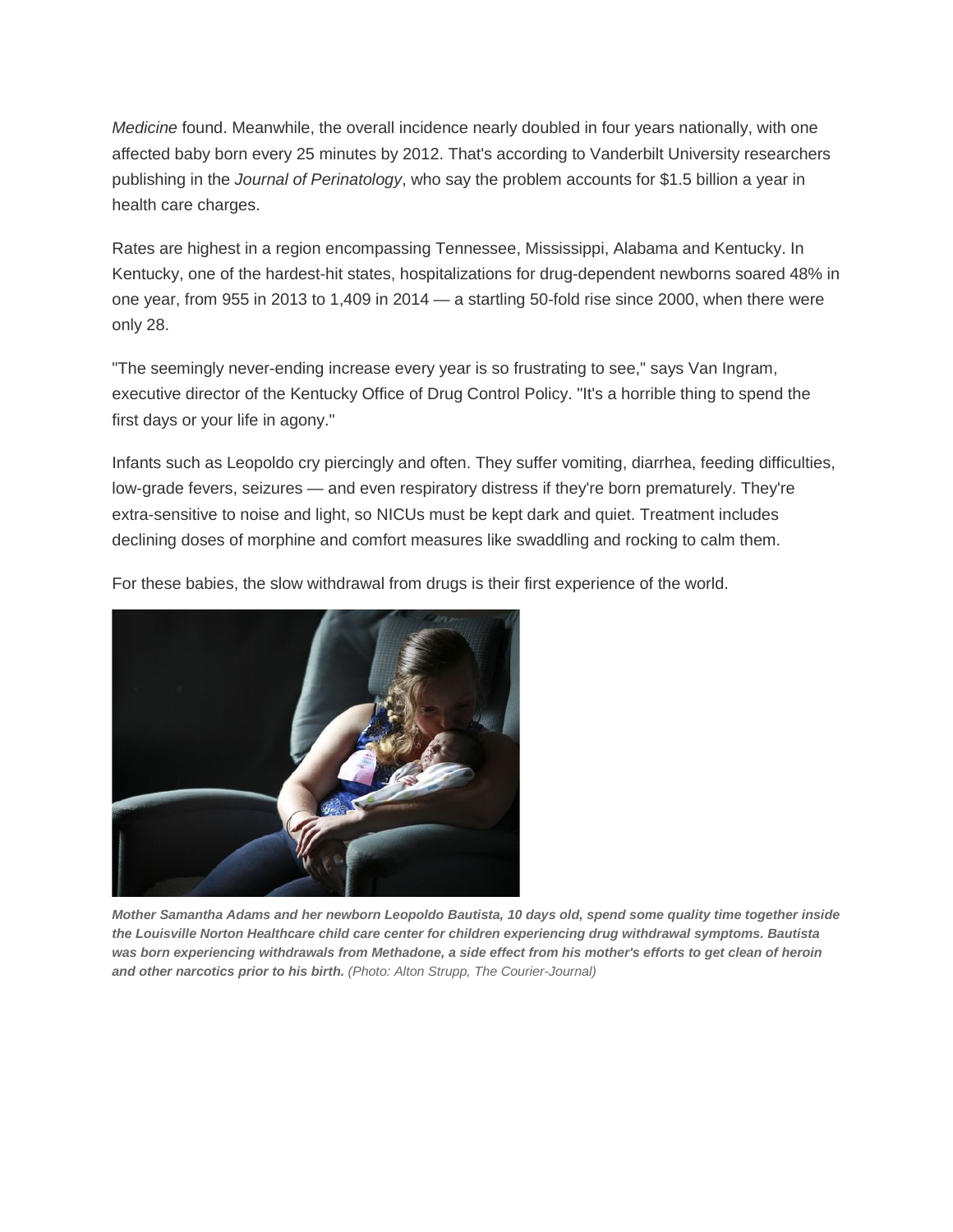*Medicine* found. Meanwhile, the overall incidence nearly doubled in four years nationally, with one affected baby born every 25 minutes by 2012. That's according to Vanderbilt University researchers publishing in the *Journal of Perinatology*, who say the problem accounts for $1.5 billion a year in health care charges.

Rates are highest in a region encompassing Tennessee, Mississippi, Alabama and Kentucky. In Kentucky, one of the hardest-hit states, hospitalizations for drug-dependent newborns soared 48% in one year, from 955 in 2013 to 1,409 in 2014 — a startling 50-fold rise since 2000, when there were only 28.

"The seemingly never-ending increase every year is so frustrating to see," says Van Ingram, executive director of the Kentucky Office of Drug Control Policy. "It's a horrible thing to spend the first days or your life in agony."

Infants such as Leopoldo cry piercingly and often. They suffer vomiting, diarrhea, feeding difficulties, low-grade fevers, seizures — and even respiratory distress if they're born prematurely. They're extra-sensitive to noise and light, so NICUs must be kept dark and quiet. Treatment includes declining doses of morphine and comfort measures like swaddling and rocking to calm them.

For these babies, the slow withdrawal from drugs is their first experience of the world.

***Mother Samantha Adams and her newborn Leopoldo Bautista, 10 days old, spend some quality time together inside the Louisville Norton Healthcare child care center for children experiencing drug withdrawal symptoms. Bautista was born experiencing withdrawals from Methadone, a side effect from his mother's efforts to get clean of heroin and other narcotics prior to his birth.*** *(Photo: Alton Strupp, The Courier-Journal)*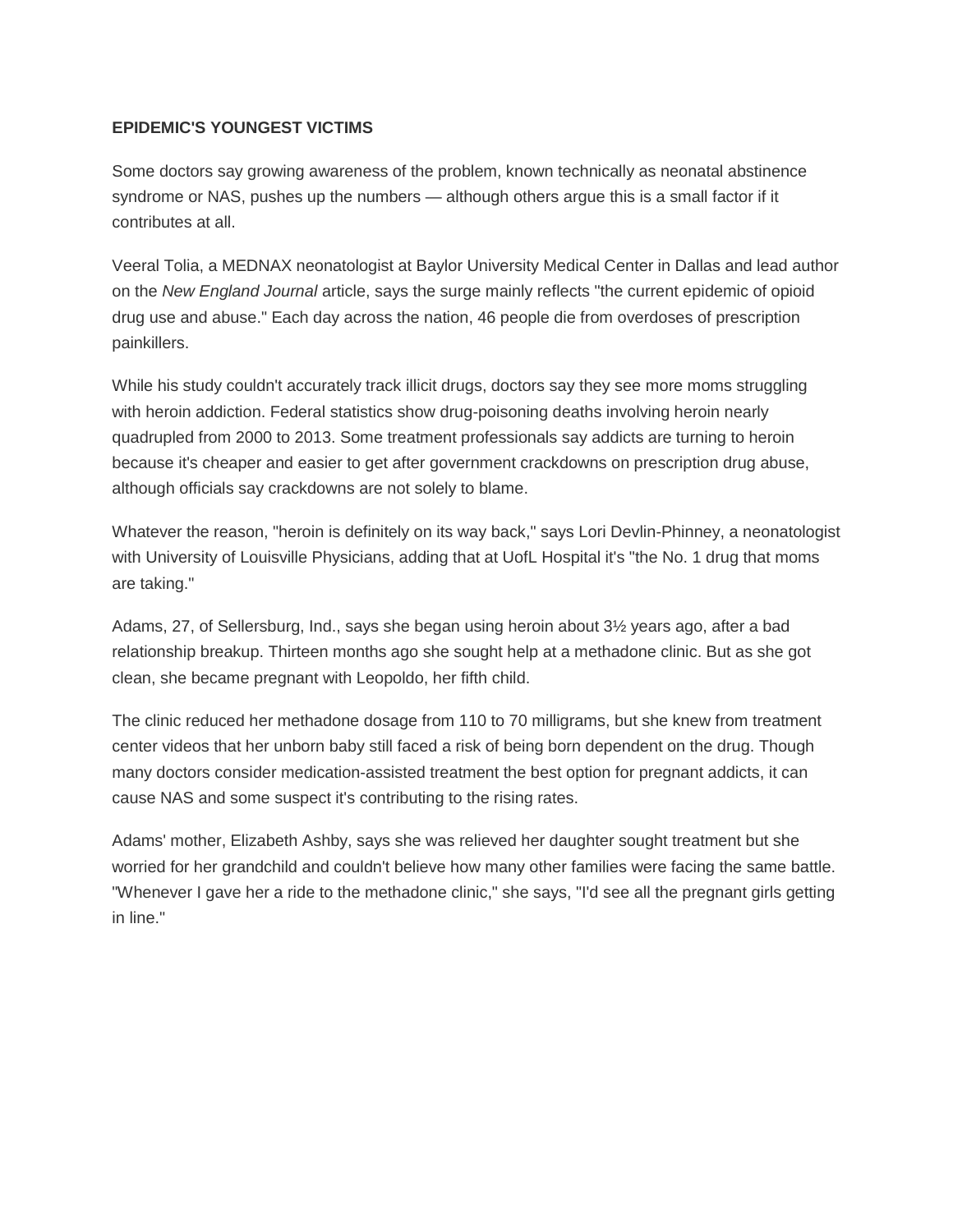**EPIDEMIC'S YOUNGEST VICTIMS**

Some doctors say growing awareness of the problem, known technically as neonatal abstinence syndrome or NAS, pushes up the numbers — although others argue this is a small factor if it contributes at all.

Veeral Tolia, a MEDNAX neonatologist at Baylor University Medical Center in Dallas and lead author on the *New England Journal* article, says the surge mainly reflects "the current epidemic of opioid drug use and abuse." Each day across the nation, 46 people die from overdoses of prescription painkillers.

While his study couldn't accurately track illicit drugs, doctors say they see more moms struggling with heroin addiction. Federal statistics show drug-poisoning deaths involving heroin nearly quadrupled from 2000 to 2013. Some treatment professionals say addicts are turning to heroin because it's cheaper and easier to get after government crackdowns on prescription drug abuse, although officials say crackdowns are not solely to blame.

Whatever the reason, "heroin is definitely on its way back," says Lori Devlin-Phinney, a neonatologist with University of Louisville Physicians, adding that at UofL Hospital it's "the No. 1 drug that moms are taking."

Adams, 27, of Sellersburg, Ind., says she began using heroin about 3½ years ago, after a bad relationship breakup. Thirteen months ago she sought help at a methadone clinic. But as she got clean, she became pregnant with Leopoldo, her fifth child.

The clinic reduced her methadone dosage from 110 to 70 milligrams, but she knew from treatment center videos that her unborn baby still faced a risk of being born dependent on the drug. Though many doctors consider medication-assisted treatment the best option for pregnant addicts, it can cause NAS and some suspect it's contributing to the rising rates.

Adams' mother, Elizabeth Ashby, says she was relieved her daughter sought treatment but she worried for her grandchild and couldn't believe how many other families were facing the same battle. "Whenever I gave her a ride to the methadone clinic," she says, "I'd see all the pregnant girls getting in line."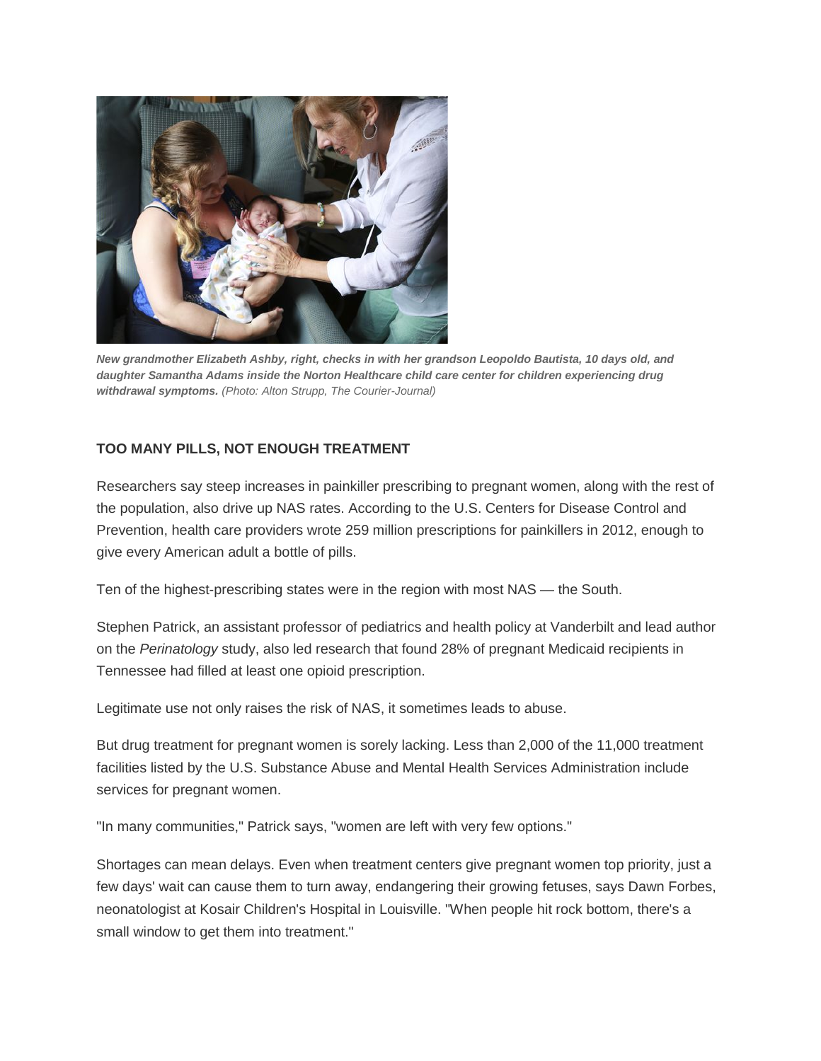***New grandmother Elizabeth Ashby, right, checks in with her grandson Leopoldo Bautista, 10 days old, and daughter Samantha Adams inside the Norton Healthcare child care center for children experiencing drug withdrawal symptoms.*** *(Photo: Alton Strupp, The Courier-Journal)*

**TOO MANY PILLS, NOT ENOUGH TREATMENT**

Researchers say steep increases in painkiller prescribing to pregnant women, along with the rest of the population, also drive up NAS rates. According to the U.S. Centers for Disease Control and Prevention, health care providers wrote 259 million prescriptions for painkillers in 2012, enough to give every American adult a bottle of pills.

Ten of the highest-prescribing states were in the region with most NAS — the South.

Stephen Patrick, an assistant professor of pediatrics and health policy at Vanderbilt and lead author on the *Perinatology* study, also led research that found 28% of pregnant Medicaid recipients in Tennessee had filled at least one opioid prescription.

Legitimate use not only raises the risk of NAS, it sometimes leads to abuse.

But drug treatment for pregnant women is sorely lacking. Less than 2,000 of the 11,000 treatment facilities listed by the U.S. Substance Abuse and Mental Health Services Administration include services for pregnant women.

"In many communities," Patrick says, "women are left with very few options."

Shortages can mean delays. Even when treatment centers give pregnant women top priority, just a few days' wait can cause them to turn away, endangering their growing fetuses, says Dawn Forbes, neonatologist at Kosair Children's Hospital in Louisville. "When people hit rock bottom, there's a small window to get them into treatment."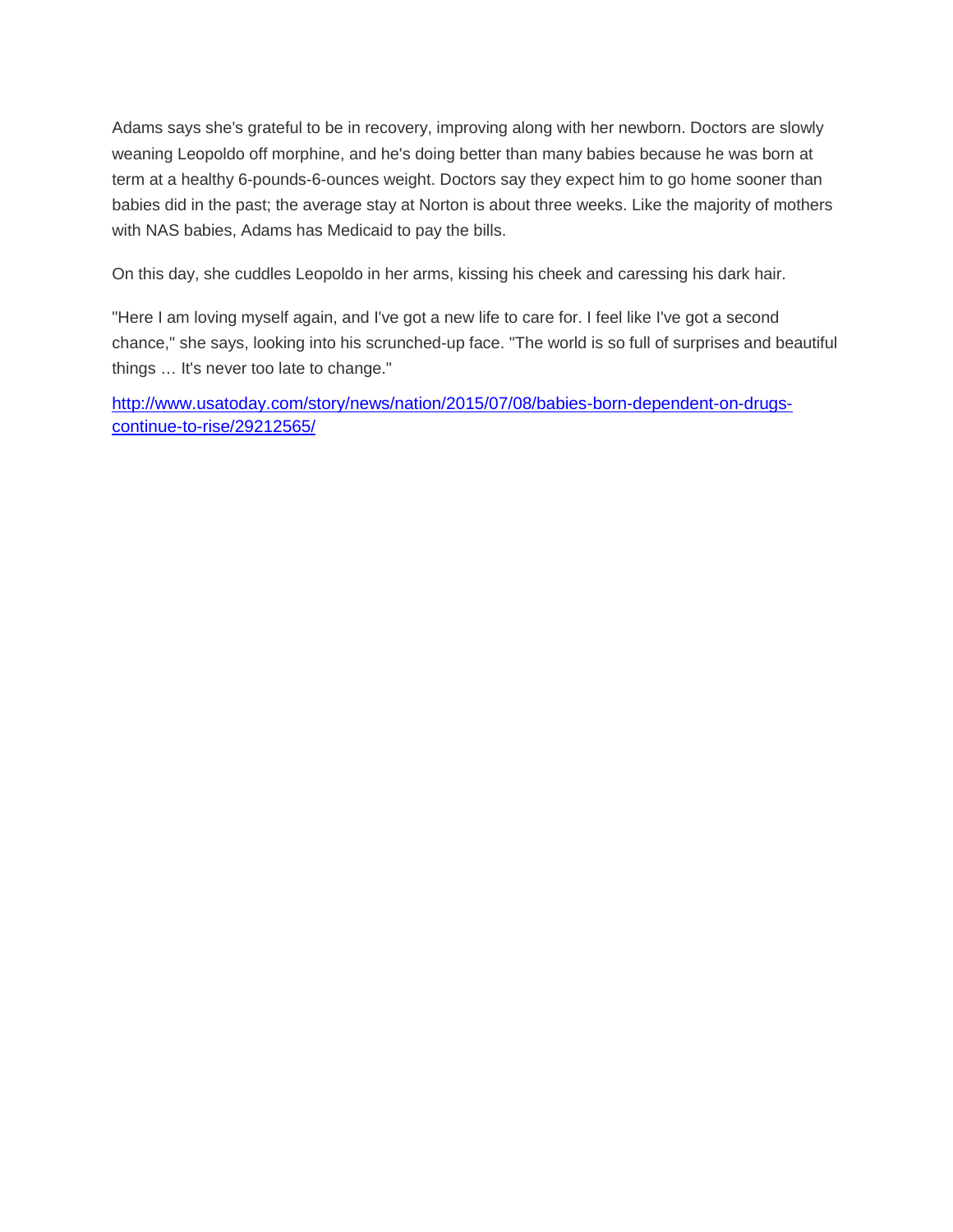Adams says she's grateful to be in recovery, improving along with her newborn. Doctors are slowly weaning Leopoldo off morphine, and he's doing better than many babies because he was born at term at a healthy 6-pounds-6-ounces weight. Doctors say they expect him to go home sooner than babies did in the past; the average stay at Norton is about three weeks. Like the majority of mothers with NAS babies, Adams has Medicaid to pay the bills.

On this day, she cuddles Leopoldo in her arms, kissing his cheek and caressing his dark hair.

"Here I am loving myself again, and I've got a new life to care for. I feel like I've got a second chance," she says, looking into his scrunched-up face. "The world is so full of surprises and beautiful things … It's never too late to change."

[http://www.usatoday.com/story/news/nation/2015/07/08/babies-born-dependent-on-drugs-continue-to-rise/29212565/](http://www.usatoday.com/story/news/nation/2015/07/08/babies-born-dependent-on-drugs-continue-to-rise/29212565/)